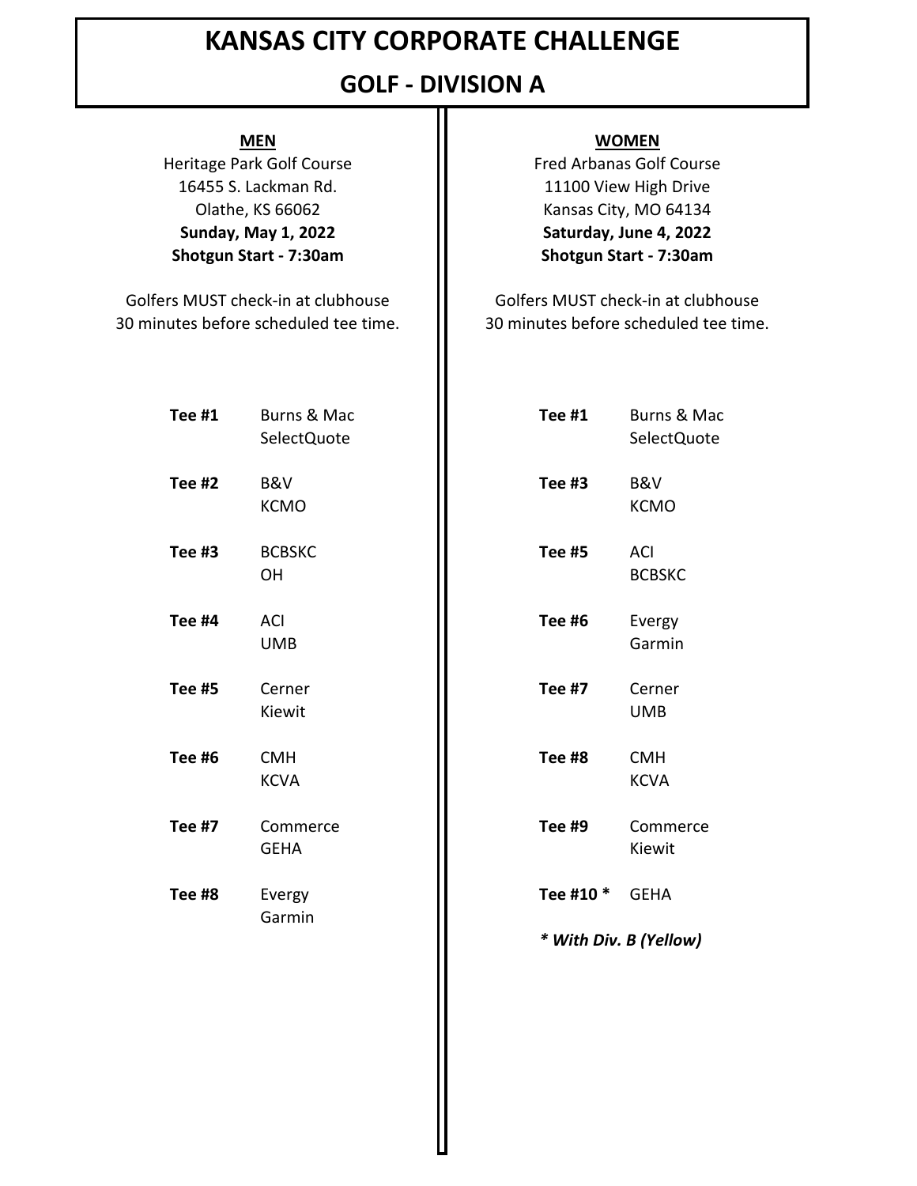# KANSAS CITY CORPORATE CHALLENGE

## GOLF - DIVISION A

### MEN

Heritage Park Golf Course
16455 S. Lackman Rd.
Olathe, KS 66062
**Sunday, May 1, 2022**
**Shotgun Start - 7:30am**

Golfers MUST check-in at clubhouse 30 minutes before scheduled tee time.

| Tee | Teams |
|---|---|
| **Tee #1** | Burns & Mac<br>SelectQuote |
| **Tee #2** | B&V<br>KCMO |
| **Tee #3** | BCBSKC<br>OH |
| **Tee #4** | ACI<br>UMB |
| **Tee #5** | Cerner<br>Kiewit |
| **Tee #6** | CMH<br>KCVA |
| **Tee #7** | Commerce<br>GEHA |
| **Tee #8** | Evergy<br>Garmin |

### WOMEN

Fred Arbanas Golf Course
11100 View High Drive
Kansas City, MO 64134
**Saturday, June 4, 2022**
**Shotgun Start - 7:30am**

Golfers MUST check-in at clubhouse 30 minutes before scheduled tee time.

| Tee | Teams |
|---|---|
| **Tee #1** | Burns & Mac<br>SelectQuote |
| **Tee #3** | B&V<br>KCMO |
| **Tee #5** | ACI<br>BCBSKC |
| **Tee #6** | Evergy<br>Garmin |
| **Tee #7** | Cerner<br>UMB |
| **Tee #8** | CMH<br>KCVA |
| **Tee #9** | Commerce<br>Kiewit |
| **Tee #10 *** | GEHA |

***** With Div. B (Yellow)***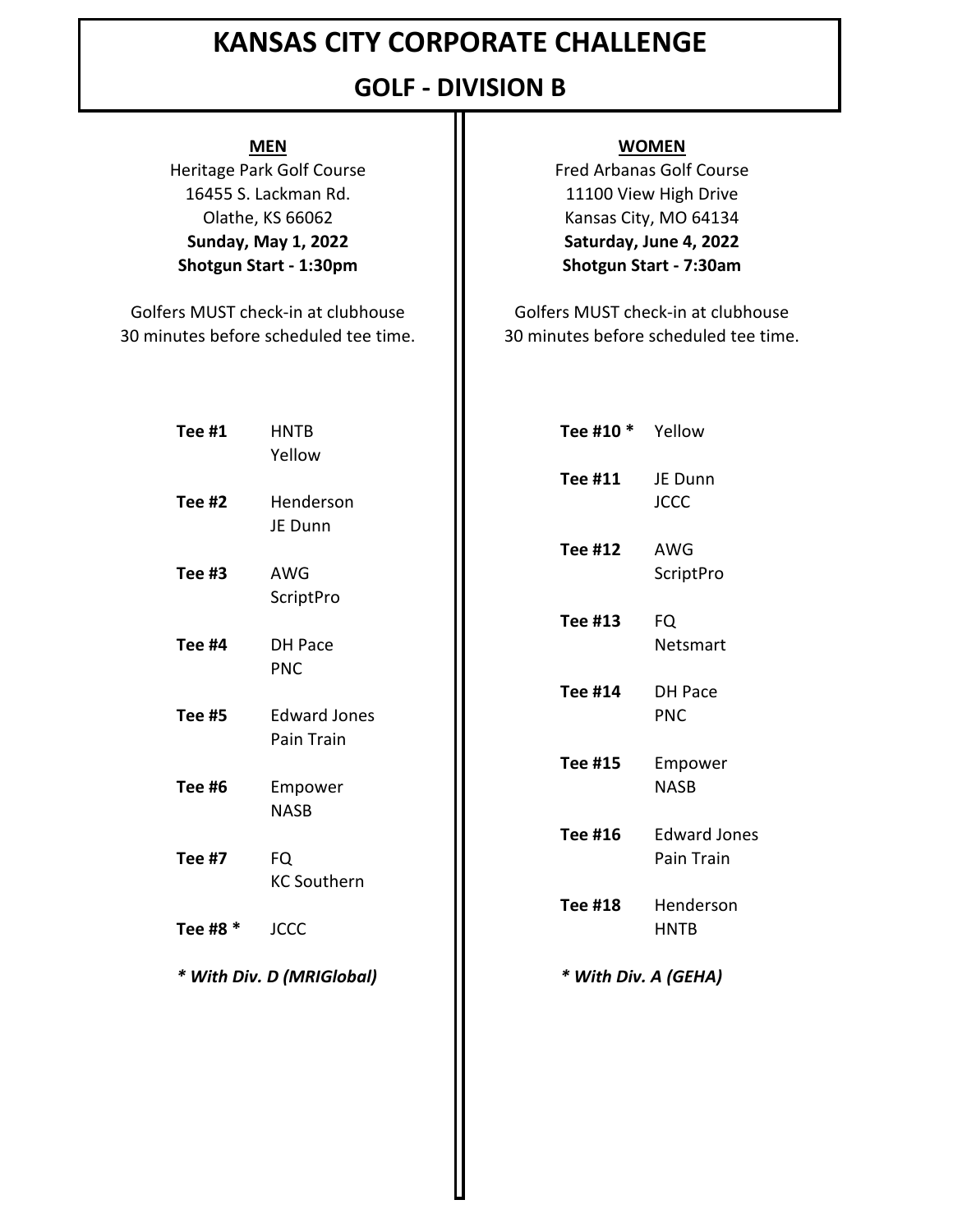# KANSAS CITY CORPORATE CHALLENGE

## GOLF - DIVISION B

### MEN

Heritage Park Golf Course
16455 S. Lackman Rd.
Olathe, KS 66062
**Sunday, May 1, 2022**
**Shotgun Start - 1:30pm**

Golfers MUST check-in at clubhouse 30 minutes before scheduled tee time.

| Tee | Teams |
| --- | --- |
| **Tee #1** | HNTB<br>Yellow |
| **Tee #2** | Henderson<br>JE Dunn |
| **Tee #3** | AWG<br>ScriptPro |
| **Tee #4** | DH Pace<br>PNC |
| **Tee #5** | Edward Jones<br>Pain Train |
| **Tee #6** | Empower<br>NASB |
| **Tee #7** | FQ<br>KC Southern |
| **Tee #8 *** | JCCC |

*\* With Div. D (MRIGlobal)*

### WOMEN

Fred Arbanas Golf Course
11100 View High Drive
Kansas City, MO 64134
**Saturday, June 4, 2022**
**Shotgun Start - 7:30am**

Golfers MUST check-in at clubhouse 30 minutes before scheduled tee time.

| Tee | Teams |
| --- | --- |
| **Tee #10 *** | Yellow |
| **Tee #11** | JE Dunn<br>JCCC |
| **Tee #12** | AWG<br>ScriptPro |
| **Tee #13** | FQ<br>Netsmart |
| **Tee #14** | DH Pace<br>PNC |
| **Tee #15** | Empower<br>NASB |
| **Tee #16** | Edward Jones<br>Pain Train |
| **Tee #18** | Henderson<br>HNTB |

*\* With Div. A (GEHA)*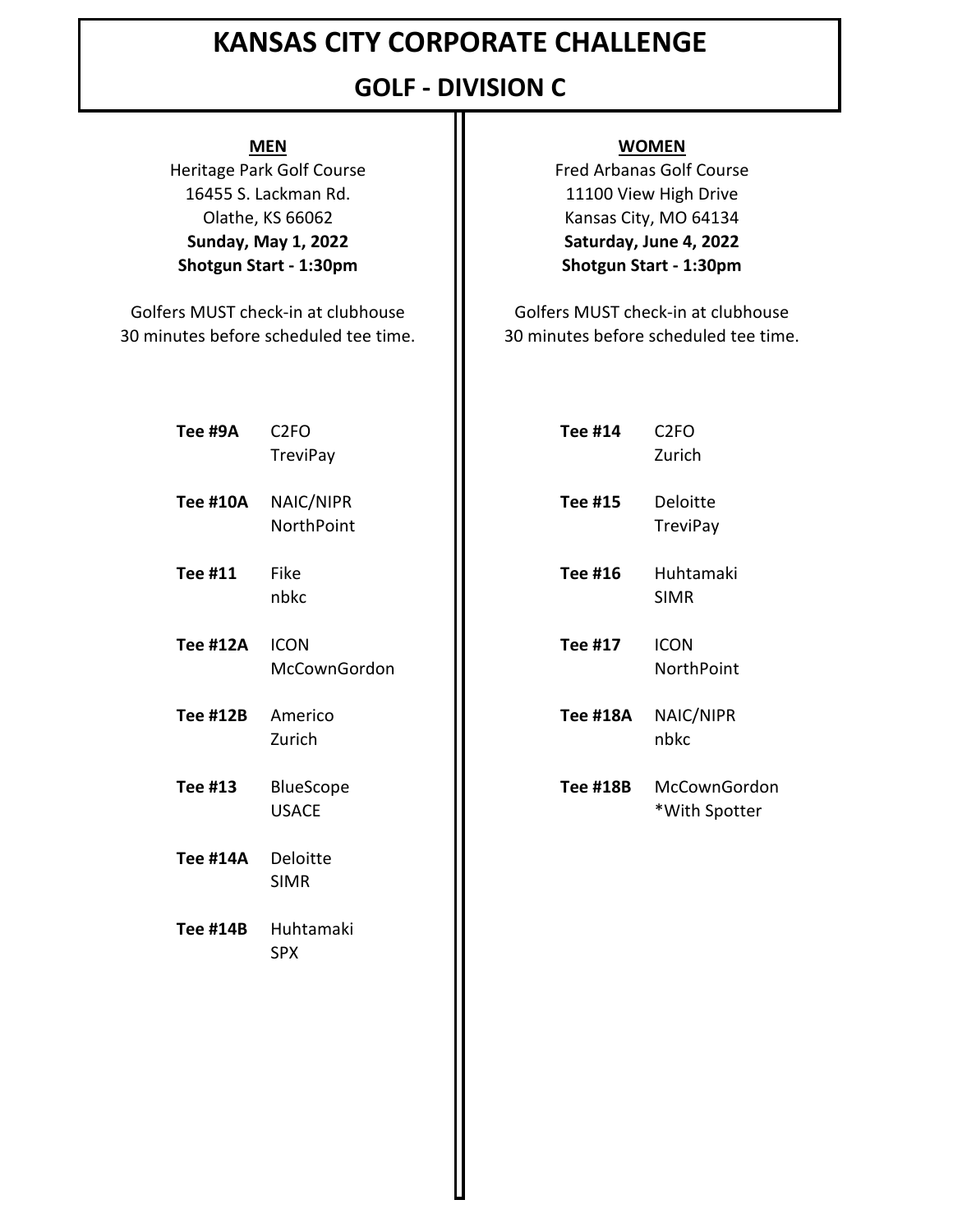# KANSAS CITY CORPORATE CHALLENGE

## GOLF - DIVISION C

### MEN

Heritage Park Golf Course
16455 S. Lackman Rd.
Olathe, KS 66062
**Sunday, May 1, 2022**
**Shotgun Start - 1:30pm**

Golfers MUST check-in at clubhouse 30 minutes before scheduled tee time.

| Tee | Teams |
|---|---|
| **Tee #9A** | C2FO<br>TreviPay |
| **Tee #10A** | NAIC/NIPR<br>NorthPoint |
| **Tee #11** | Fike<br>nbkc |
| **Tee #12A** | ICON<br>McCownGordon |
| **Tee #12B** | Americo<br>Zurich |
| **Tee #13** | BlueScope<br>USACE |
| **Tee #14A** | Deloitte<br>SIMR |
| **Tee #14B** | Huhtamaki<br>SPX |

### WOMEN

Fred Arbanas Golf Course
11100 View High Drive
Kansas City, MO 64134
**Saturday, June 4, 2022**
**Shotgun Start - 1:30pm**

Golfers MUST check-in at clubhouse 30 minutes before scheduled tee time.

| Tee | Teams |
|---|---|
| **Tee #14** | C2FO<br>Zurich |
| **Tee #15** | Deloitte<br>TreviPay |
| **Tee #16** | Huhtamaki<br>SIMR |
| **Tee #17** | ICON<br>NorthPoint |
| **Tee #18A** | NAIC/NIPR<br>nbkc |
| **Tee #18B** | McCownGordon<br>*With Spotter |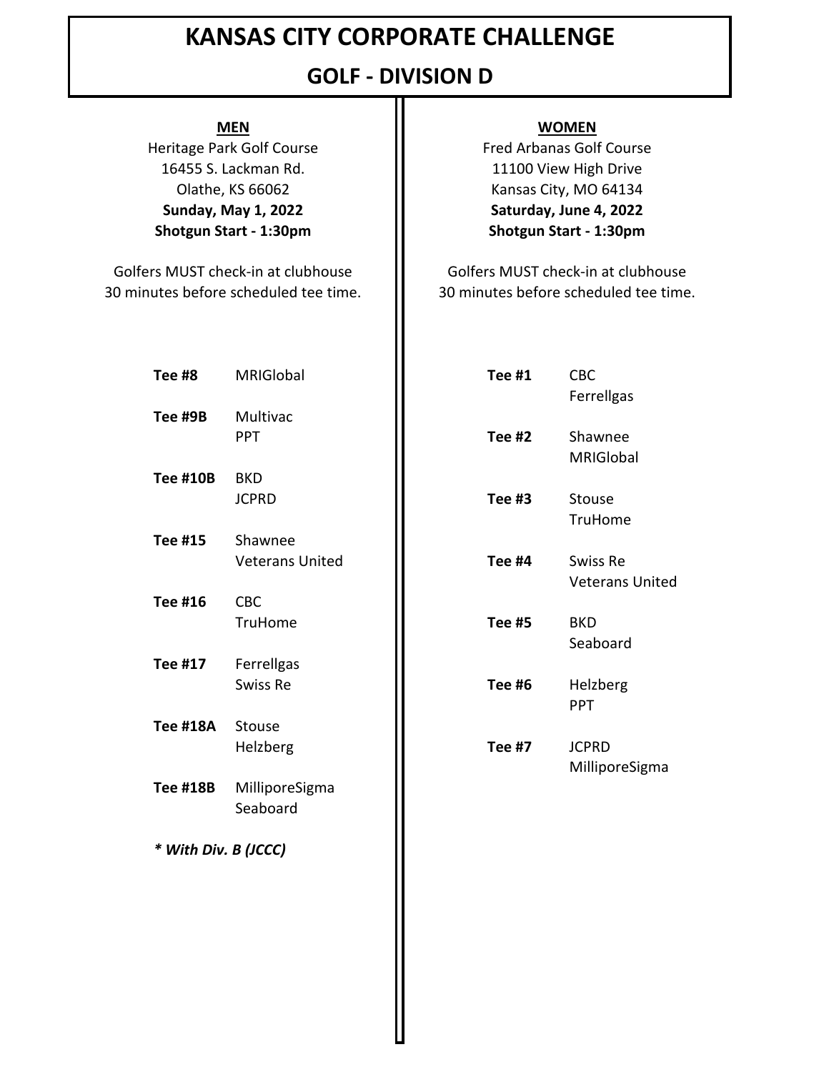# KANSAS CITY CORPORATE CHALLENGE

## GOLF - DIVISION D

### MEN

Heritage Park Golf Course
16455 S. Lackman Rd.
Olathe, KS 66062
**Sunday, May 1, 2022**
**Shotgun Start - 1:30pm**

Golfers MUST check-in at clubhouse 30 minutes before scheduled tee time.

| Tee | Teams |
| --- | --- |
| **Tee #8** | MRIGlobal |
| **Tee #9B** | Multivac<br>PPT |
| **Tee #10B** | BKD<br>JCPRD |
| **Tee #15** | Shawnee<br>Veterans United |
| **Tee #16** | CBC<br>TruHome |
| **Tee #17** | Ferrellgas<br>Swiss Re |
| **Tee #18A** | Stouse<br>Helzberg |
| **Tee #18B** | MilliporeSigma<br>Seaboard |

***With Div. B (JCCC)**

### WOMEN

Fred Arbanas Golf Course
11100 View High Drive
Kansas City, MO 64134
**Saturday, June 4, 2022**
**Shotgun Start - 1:30pm**

Golfers MUST check-in at clubhouse 30 minutes before scheduled tee time.

| Tee | Teams |
| --- | --- |
| **Tee #1** | CBC<br>Ferrellgas |
| **Tee #2** | Shawnee<br>MRIGlobal |
| **Tee #3** | Stouse<br>TruHome |
| **Tee #4** | Swiss Re<br>Veterans United |
| **Tee #5** | BKD<br>Seaboard |
| **Tee #6** | Helzberg<br>PPT |
| **Tee #7** | JCPRD<br>MilliporeSigma |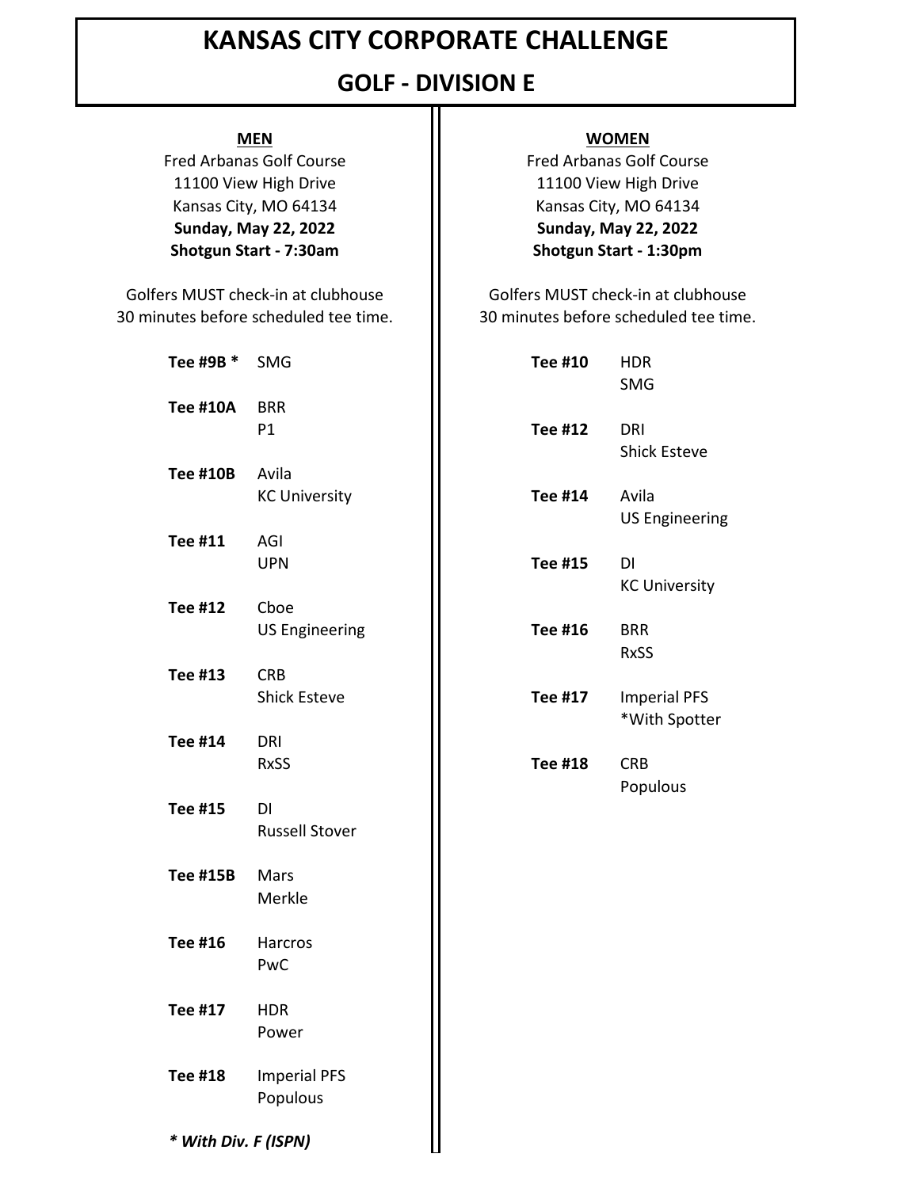# KANSAS CITY CORPORATE CHALLENGE

## GOLF - DIVISION E

### MEN

Fred Arbanas Golf Course
11100 View High Drive
Kansas City, MO 64134
**Sunday, May 22, 2022**
**Shotgun Start - 7:30am**

Golfers MUST check-in at clubhouse 30 minutes before scheduled tee time.

| Tee | Teams |
|---|---|
| **Tee #9B \*** | SMG |
| **Tee #10A** | BRR<br>P1 |
| **Tee #10B** | Avila<br>KC University |
| **Tee #11** | AGI<br>UPN |
| **Tee #12** | Cboe<br>US Engineering |
| **Tee #13** | CRB<br>Shick Esteve |
| **Tee #14** | DRI<br>RxSS |
| **Tee #15** | DI<br>Russell Stover |
| **Tee #15B** | Mars<br>Merkle |
| **Tee #16** | Harcros<br>PwC |
| **Tee #17** | HDR<br>Power |
| **Tee #18** | Imperial PFS<br>Populous |

***\* With Div. F (ISPN)***

### WOMEN

Fred Arbanas Golf Course
11100 View High Drive
Kansas City, MO 64134
**Sunday, May 22, 2022**
**Shotgun Start - 1:30pm**

Golfers MUST check-in at clubhouse 30 minutes before scheduled tee time.

| Tee | Teams |
|---|---|
| **Tee #10** | HDR<br>SMG |
| **Tee #12** | DRI<br>Shick Esteve |
| **Tee #14** | Avila<br>US Engineering |
| **Tee #15** | DI<br>KC University |
| **Tee #16** | BRR<br>RxSS |
| **Tee #17** | Imperial PFS<br>\*With Spotter |
| **Tee #18** | CRB<br>Populous |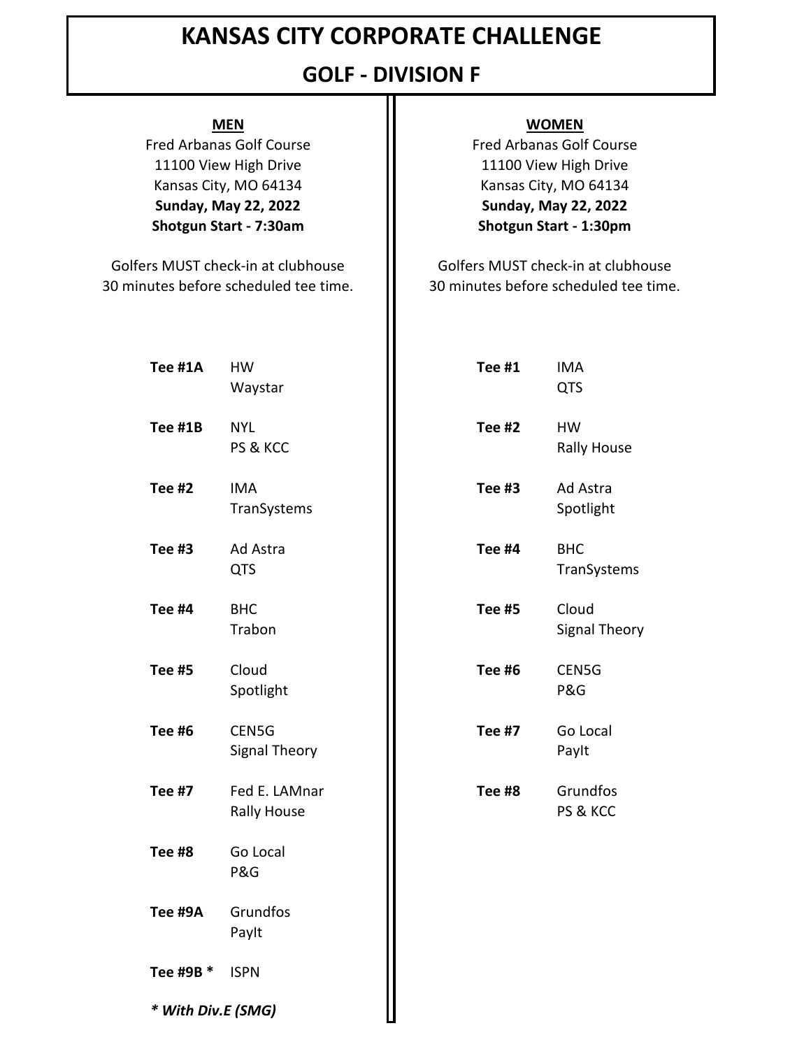# KANSAS CITY CORPORATE CHALLENGE

## GOLF - DIVISION F

### MEN

Fred Arbanas Golf Course
11100 View High Drive
Kansas City, MO 64134
**Sunday, May 22, 2022**
**Shotgun Start - 7:30am**

Golfers MUST check-in at clubhouse 30 minutes before scheduled tee time.

| Tee | Teams |
| --- | --- |
| **Tee #1A** | HW<br>Waystar |
| **Tee #1B** | NYL<br>PS & KCC |
| **Tee #2** | IMA<br>TranSystems |
| **Tee #3** | Ad Astra<br>QTS |
| **Tee #4** | BHC<br>Trabon |
| **Tee #5** | Cloud<br>Spotlight |
| **Tee #6** | CEN5G<br>Signal Theory |
| **Tee #7** | Fed E. LAMnar<br>Rally House |
| **Tee #8** | Go Local<br>P&G |
| **Tee #9A** | Grundfos<br>PayIt |
| **Tee #9B *** | ISPN |

***With Div.E (SMG)***

### WOMEN

Fred Arbanas Golf Course
11100 View High Drive
Kansas City, MO 64134
**Sunday, May 22, 2022**
**Shotgun Start - 1:30pm**

Golfers MUST check-in at clubhouse 30 minutes before scheduled tee time.

| Tee | Teams |
| --- | --- |
| **Tee #1** | IMA<br>QTS |
| **Tee #2** | HW<br>Rally House |
| **Tee #3** | Ad Astra<br>Spotlight |
| **Tee #4** | BHC<br>TranSystems |
| **Tee #5** | Cloud<br>Signal Theory |
| **Tee #6** | CEN5G<br>P&G |
| **Tee #7** | Go Local<br>PayIt |
| **Tee #8** | Grundfos<br>PS & KCC |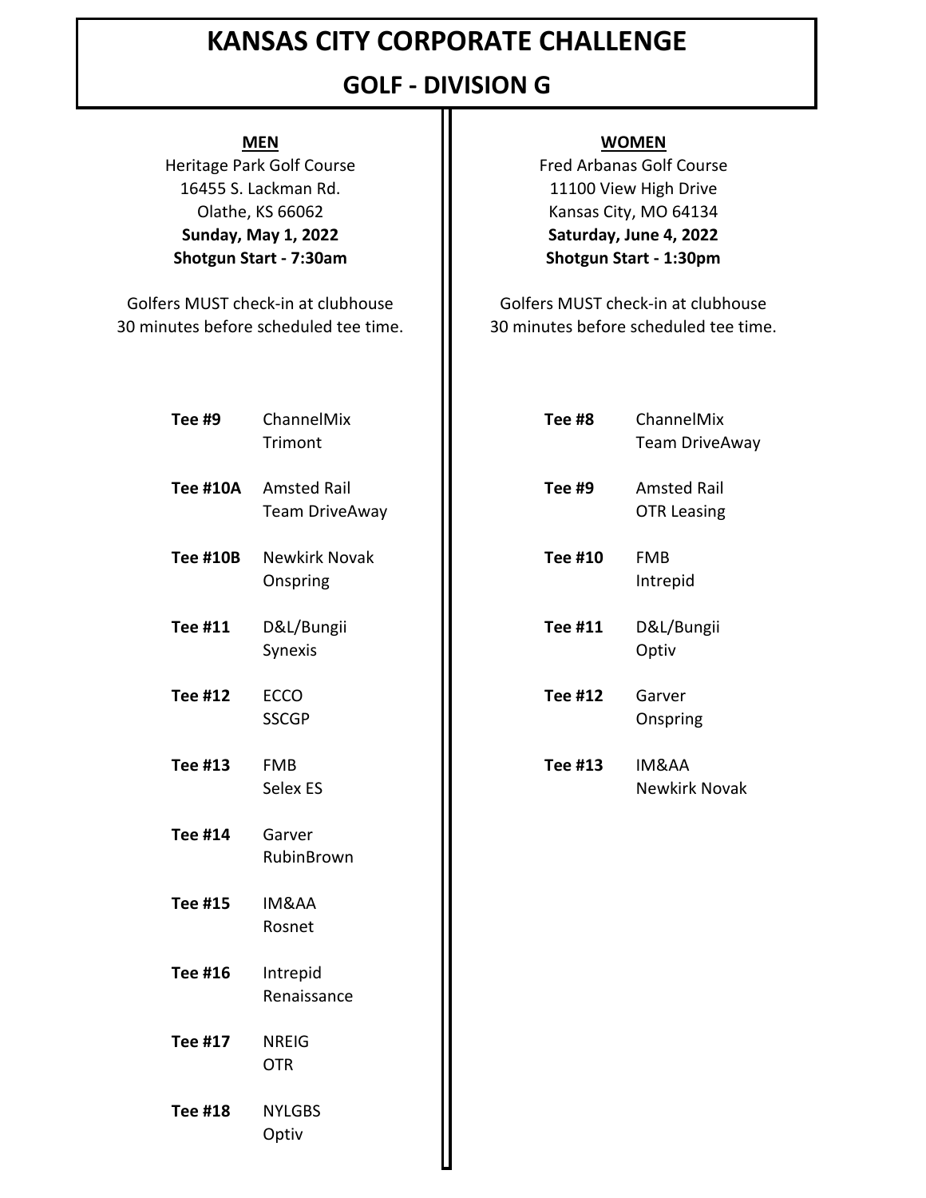# KANSAS CITY CORPORATE CHALLENGE

## GOLF - DIVISION G

### MEN

Heritage Park Golf Course
16455 S. Lackman Rd.
Olathe, KS 66062
**Sunday, May 1, 2022**
**Shotgun Start - 7:30am**

Golfers MUST check-in at clubhouse 30 minutes before scheduled tee time.

| | |
|---|---|
| **Tee #9** | ChannelMix<br>Trimont |
| **Tee #10A** | Amsted Rail<br>Team DriveAway |
| **Tee #10B** | Newkirk Novak<br>Onspring |
| **Tee #11** | D&L/Bungii<br>Synexis |
| **Tee #12** | ECCO<br>SSCGP |
| **Tee #13** | FMB<br>Selex ES |
| **Tee #14** | Garver<br>RubinBrown |
| **Tee #15** | IM&AA<br>Rosnet |
| **Tee #16** | Intrepid<br>Renaissance |
| **Tee #17** | NREIG<br>OTR |
| **Tee #18** | NYLGBS<br>Optiv |

### WOMEN

Fred Arbanas Golf Course
11100 View High Drive
Kansas City, MO 64134
**Saturday, June 4, 2022**
**Shotgun Start - 1:30pm**

Golfers MUST check-in at clubhouse 30 minutes before scheduled tee time.

| | |
|---|---|
| **Tee #8** | ChannelMix<br>Team DriveAway |
| **Tee #9** | Amsted Rail<br>OTR Leasing |
| **Tee #10** | FMB<br>Intrepid |
| **Tee #11** | D&L/Bungii<br>Optiv |
| **Tee #12** | Garver<br>Onspring |
| **Tee #13** | IM&AA<br>Newkirk Novak |